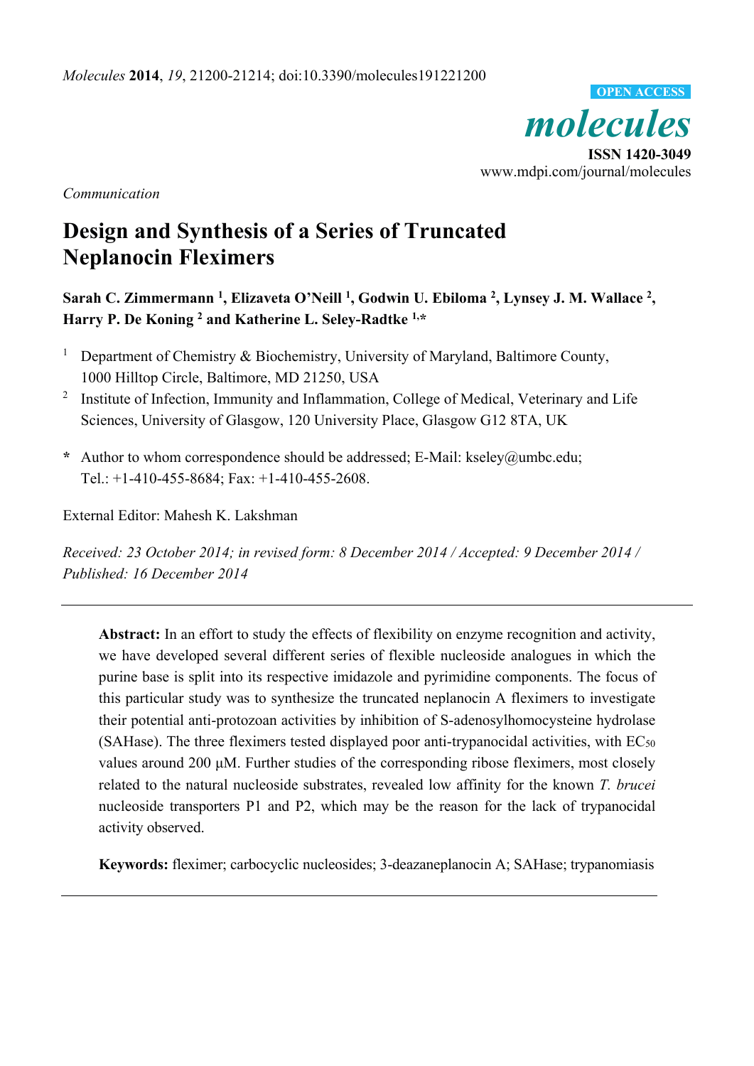*Communication*

# Design and Synthesis of a Series of Truncated Neplanocin Fleximers

**Sarah C. Zimmermann [1], Elizaveta O'Neill [1], Godwin U. Ebiloma [2], Lynsey J. M. Wallace [2], Harry P. De Koning [2] and Katherine L. Seley-Radtke [1,*]**

[1] Department of Chemistry & Biochemistry, University of Maryland, Baltimore County, 1000 Hilltop Circle, Baltimore, MD 21250, USA

[2] Institute of Infection, Immunity and Inflammation, College of Medical, Veterinary and Life Sciences, University of Glasgow, 120 University Place, Glasgow G12 8TA, UK

**\*** Author to whom correspondence should be addressed; E-Mail: kseley@umbc.edu; Tel.: +1-410-455-8684; Fax: +1-410-455-2608.

External Editor: Mahesh K. Lakshman

*Received: 23 October 2014; in revised form: 8 December 2014 / Accepted: 9 December 2014 / Published: 16 December 2014*

---

**Abstract:** In an effort to study the effects of flexibility on enzyme recognition and activity, we have developed several different series of flexible nucleoside analogues in which the purine base is split into its respective imidazole and pyrimidine components. The focus of this particular study was to synthesize the truncated neplanocin A fleximers to investigate their potential anti-protozoan activities by inhibition of S-adenosylhomocysteine hydrolase (SAHase). The three fleximers tested displayed poor anti-trypanocidal activities, with $EC_{50}$ values around 200 μM. Further studies of the corresponding ribose fleximers, most closely related to the natural nucleoside substrates, revealed low affinity for the known *T. brucei* nucleoside transporters P1 and P2, which may be the reason for the lack of trypanocidal activity observed.

**Keywords:** fleximer; carbocyclic nucleosides; 3-deazaneplanocin A; SAHase; trypanomiasis

---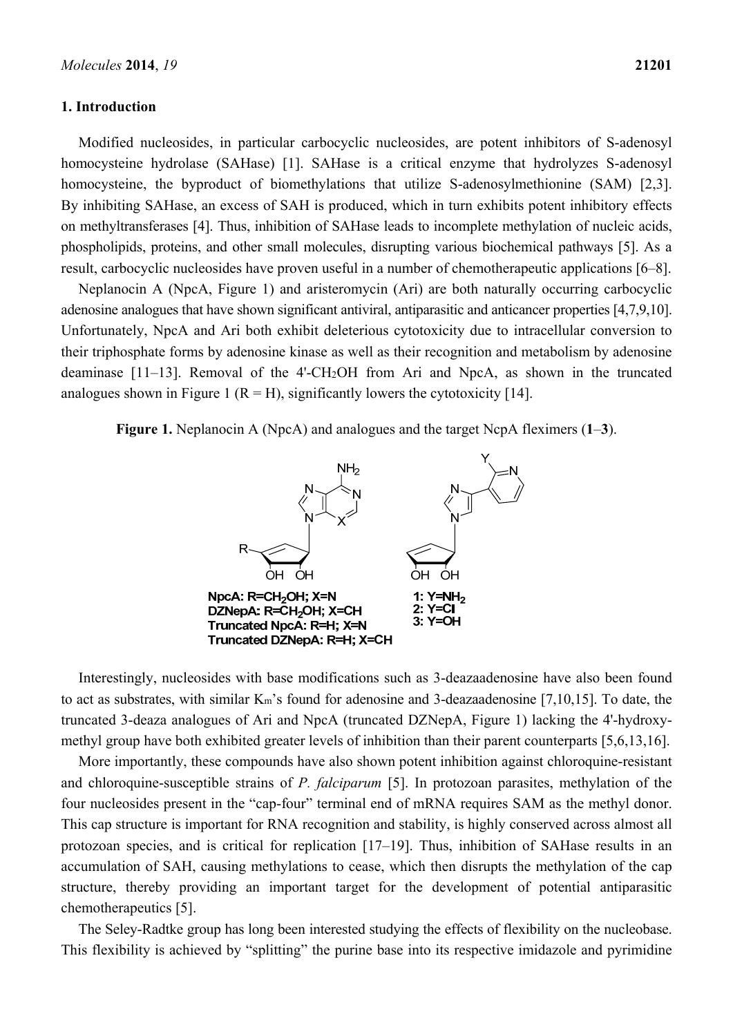## 1. Introduction

Modified nucleosides, in particular carbocyclic nucleosides, are potent inhibitors of S-adenosyl homocysteine hydrolase (SAHase) [1]. SAHase is a critical enzyme that hydrolyzes S-adenosyl homocysteine, the byproduct of biomethylations that utilize S-adenosylmethionine (SAM) [2,3]. By inhibiting SAHase, an excess of SAH is produced, which in turn exhibits potent inhibitory effects on methyltransferases [4]. Thus, inhibition of SAHase leads to incomplete methylation of nucleic acids, phospholipids, proteins, and other small molecules, disrupting various biochemical pathways [5]. As a result, carbocyclic nucleosides have proven useful in a number of chemotherapeutic applications [6–8].

Neplanocin A (NpcA, Figure 1) and aristeromycin (Ari) are both naturally occurring carbocyclic adenosine analogues that have shown significant antiviral, antiparasitic and anticancer properties [4,7,9,10]. Unfortunately, NpcA and Ari both exhibit deleterious cytotoxicity due to intracellular conversion to their triphosphate forms by adenosine kinase as well as their recognition and metabolism by adenosine deaminase [11–13]. Removal of the 4'-$CH_2OH$ from Ari and NpcA, as shown in the truncated analogues shown in Figure 1 (R = H), significantly lowers the cytotoxicity [14].

**Figure 1.** Neplanocin A (NpcA) and analogues and the target NcpA fleximers (**1**–**3**).

NpcA: R=$CH_2OH$; X=N
DZNepA: R=$CH_2OH$; X=CH
Truncated NpcA: R=H; X=N
Truncated DZNepA: R=H; X=CH

1: Y=$NH_2$
2: Y=Cl
3: Y=OH

Interestingly, nucleosides with base modifications such as 3-deazaadenosine have also been found to act as substrates, with similar $K_m$'s found for adenosine and 3-deazaadenosine [7,10,15]. To date, the truncated 3-deaza analogues of Ari and NpcA (truncated DZNepA, Figure 1) lacking the 4'-hydroxymethyl group have both exhibited greater levels of inhibition than their parent counterparts [5,6,13,16].

More importantly, these compounds have also shown potent inhibition against chloroquine-resistant and chloroquine-susceptible strains of *P. falciparum* [5]. In protozoan parasites, methylation of the four nucleosides present in the "cap-four" terminal end of mRNA requires SAM as the methyl donor. This cap structure is important for RNA recognition and stability, is highly conserved across almost all protozoan species, and is critical for replication [17–19]. Thus, inhibition of SAHase results in an accumulation of SAH, causing methylations to cease, which then disrupts the methylation of the cap structure, thereby providing an important target for the development of potential antiparasitic chemotherapeutics [5].

The Seley-Radtke group has long been interested studying the effects of flexibility on the nucleobase. This flexibility is achieved by "splitting" the purine base into its respective imidazole and pyrimidine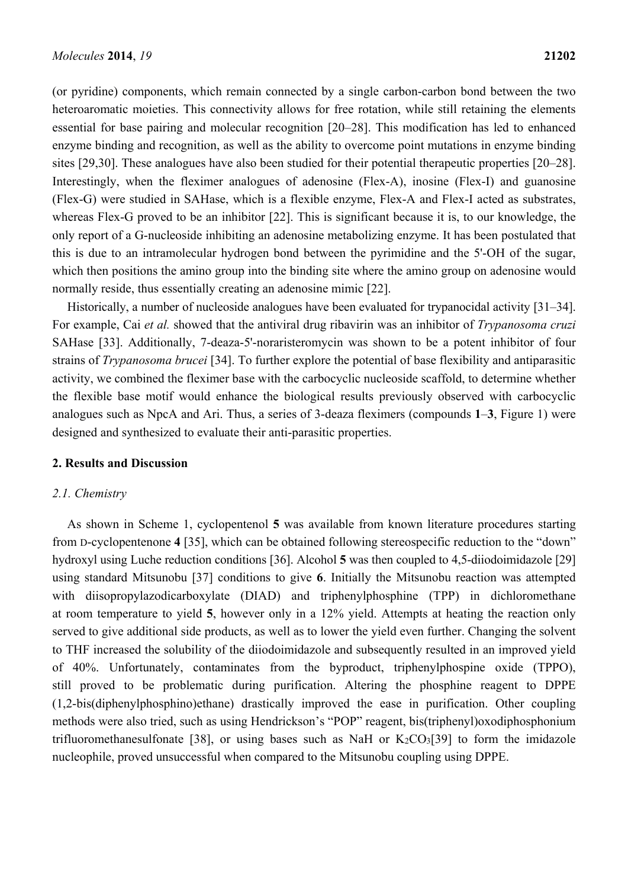(or pyridine) components, which remain connected by a single carbon-carbon bond between the two heteroaromatic moieties. This connectivity allows for free rotation, while still retaining the elements essential for base pairing and molecular recognition [20–28]. This modification has led to enhanced enzyme binding and recognition, as well as the ability to overcome point mutations in enzyme binding sites [29,30]. These analogues have also been studied for their potential therapeutic properties [20–28]. Interestingly, when the fleximer analogues of adenosine (Flex-A), inosine (Flex-I) and guanosine (Flex-G) were studied in SAHase, which is a flexible enzyme, Flex-A and Flex-I acted as substrates, whereas Flex-G proved to be an inhibitor [22]. This is significant because it is, to our knowledge, the only report of a G-nucleoside inhibiting an adenosine metabolizing enzyme. It has been postulated that this is due to an intramolecular hydrogen bond between the pyrimidine and the 5'-OH of the sugar, which then positions the amino group into the binding site where the amino group on adenosine would normally reside, thus essentially creating an adenosine mimic [22].

Historically, a number of nucleoside analogues have been evaluated for trypanocidal activity [31–34]. For example, Cai *et al.* showed that the antiviral drug ribavirin was an inhibitor of *Trypanosoma cruzi* SAHase [33]. Additionally, 7-deaza-5'-noraristeromycin was shown to be a potent inhibitor of four strains of *Trypanosoma brucei* [34]. To further explore the potential of base flexibility and antiparasitic activity, we combined the fleximer base with the carbocyclic nucleoside scaffold, to determine whether the flexible base motif would enhance the biological results previously observed with carbocyclic analogues such as NpcA and Ari. Thus, a series of 3-deaza fleximers (compounds **1**–**3**, Figure 1) were designed and synthesized to evaluate their anti-parasitic properties.

## 2. Results and Discussion

### 2.1. Chemistry

As shown in Scheme 1, cyclopentenol **5** was available from known literature procedures starting from D-cyclopentenone **4** [35], which can be obtained following stereospecific reduction to the "down" hydroxyl using Luche reduction conditions [36]. Alcohol **5** was then coupled to 4,5-diiodoimidazole [29] using standard Mitsunobu [37] conditions to give **6**. Initially the Mitsunobu reaction was attempted with diisopropylazodicarboxylate (DIAD) and triphenylphosphine (TPP) in dichloromethane at room temperature to yield **5**, however only in a 12% yield. Attempts at heating the reaction only served to give additional side products, as well as to lower the yield even further. Changing the solvent to THF increased the solubility of the diiodoimidazole and subsequently resulted in an improved yield of 40%. Unfortunately, contaminates from the byproduct, triphenylphospine oxide (TPPO), still proved to be problematic during purification. Altering the phosphine reagent to DPPE (1,2-bis(diphenylphosphino)ethane) drastically improved the ease in purification. Other coupling methods were also tried, such as using Hendrickson's "POP" reagent, bis(triphenyl)oxodiphosphonium trifluoromethanesulfonate [38], or using bases such as NaH or $K_2CO_3$[39] to form the imidazole nucleophile, proved unsuccessful when compared to the Mitsunobu coupling using DPPE.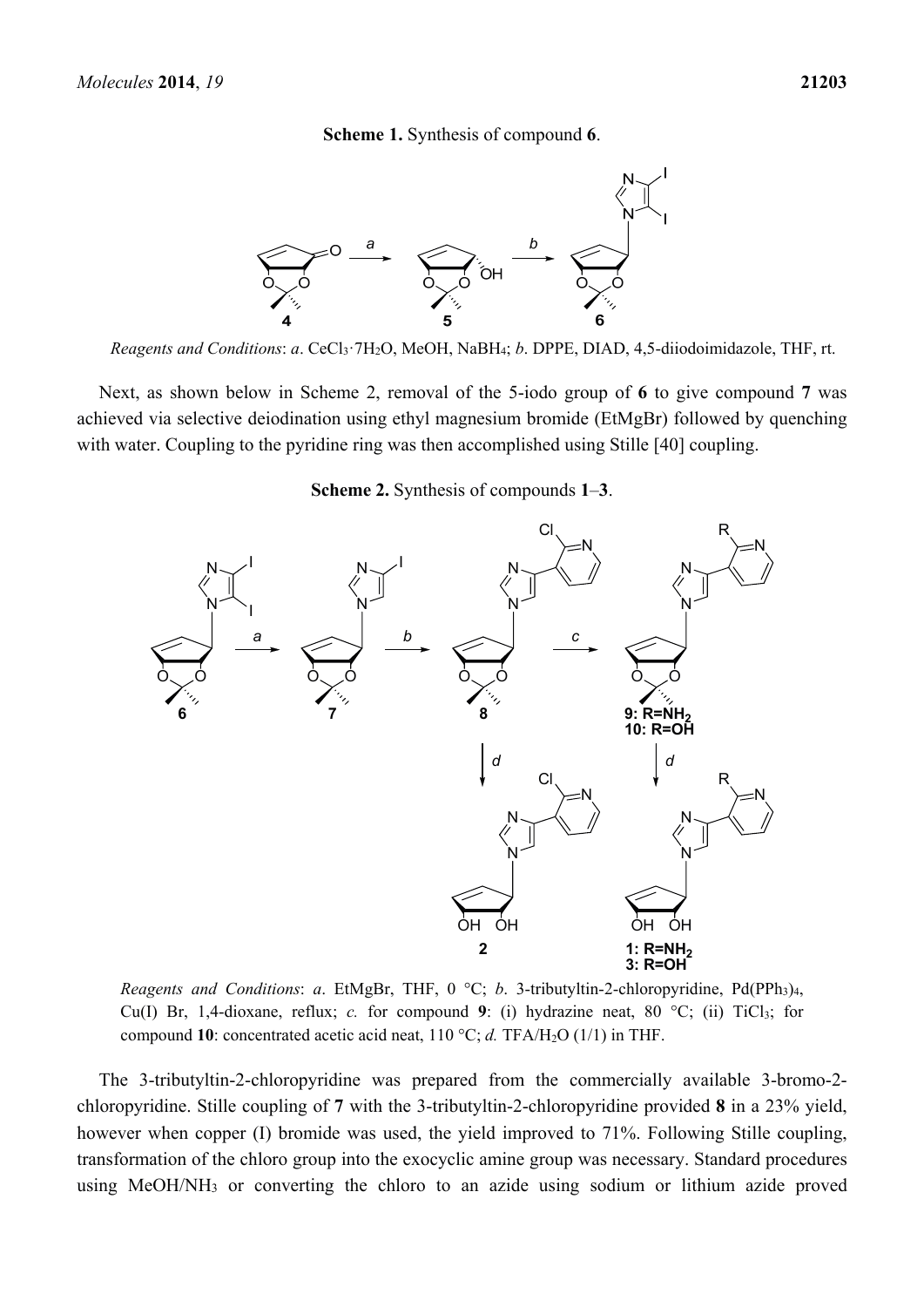**Scheme 1.** Synthesis of compound **6**.

*Reagents and Conditions*: *a*. $CeCl_3 \cdot 7H_2O$, MeOH, $NaBH_4$; *b*. DPPE, DIAD, 4,5-diiodoimidazole, THF, rt.

Next, as shown below in Scheme 2, removal of the 5-iodo group of **6** to give compound **7** was achieved via selective deiodination using ethyl magnesium bromide (EtMgBr) followed by quenching with water. Coupling to the pyridine ring was then accomplished using Stille [40] coupling.

**Scheme 2.** Synthesis of compounds **1**–**3**.

*Reagents and Conditions*: *a*. EtMgBr, THF, 0 °C; *b*. 3-tributyltin-2-chloropyridine, $Pd(PPh_3)_4$, Cu(I) Br, 1,4-dioxane, reflux; *c.* for compound **9**: (i) hydrazine neat, 80 °C; (ii) $TiCl_3$; for compound **10**: concentrated acetic acid neat, 110 °C; *d.* TFA/$H_2O$ (1/1) in THF.

The 3-tributyltin-2-chloropyridine was prepared from the commercially available 3-bromo-2-chloropyridine. Stille coupling of **7** with the 3-tributyltin-2-chloropyridine provided **8** in a 23% yield, however when copper (I) bromide was used, the yield improved to 71%. Following Stille coupling, transformation of the chloro group into the exocyclic amine group was necessary. Standard procedures using $MeOH/NH_3$ or converting the chloro to an azide using sodium or lithium azide proved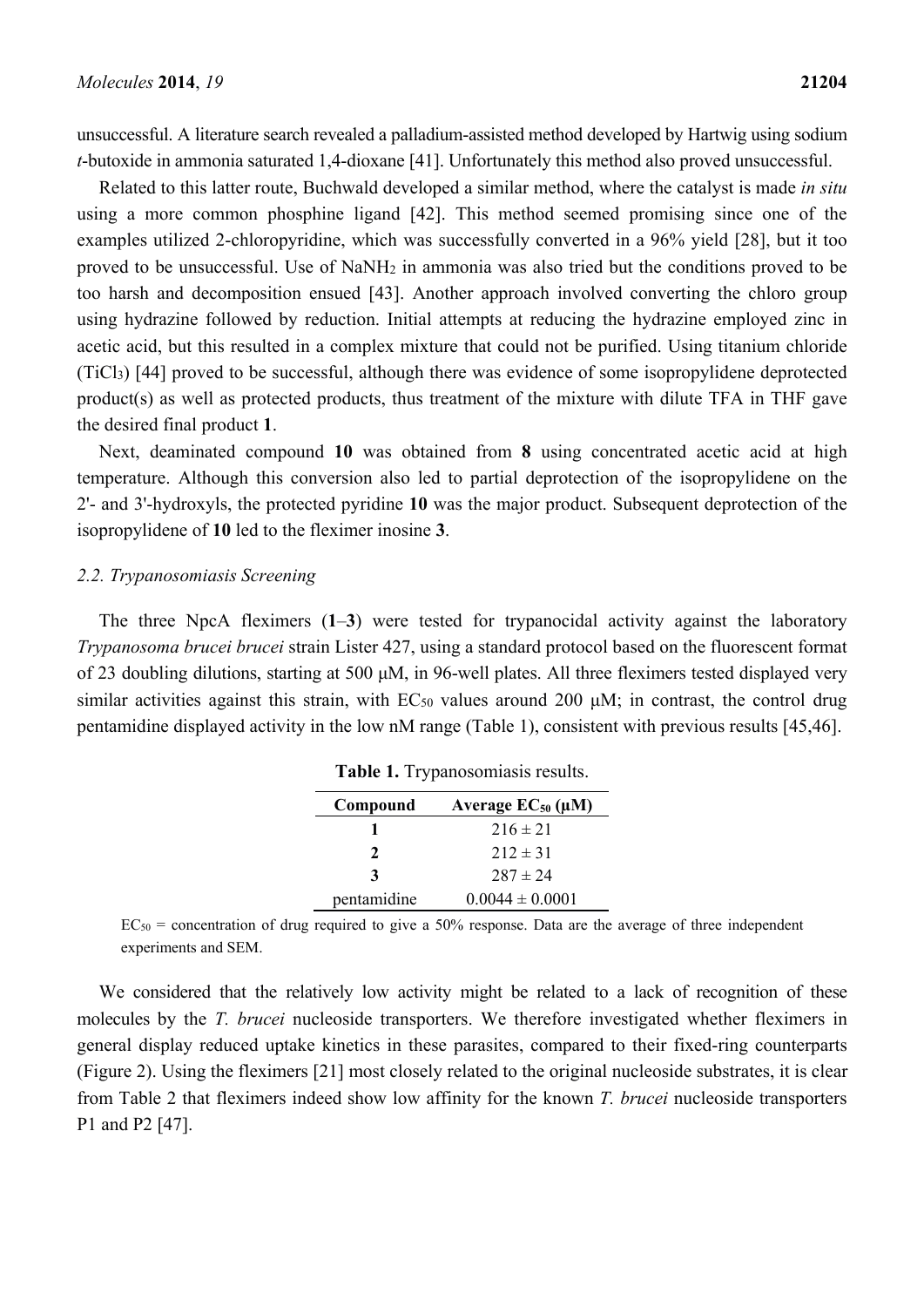unsuccessful. A literature search revealed a palladium-assisted method developed by Hartwig using sodium *t*-butoxide in ammonia saturated 1,4-dioxane [41]. Unfortunately this method also proved unsuccessful.

Related to this latter route, Buchwald developed a similar method, where the catalyst is made *in situ* using a more common phosphine ligand [42]. This method seemed promising since one of the examples utilized 2-chloropyridine, which was successfully converted in a 96% yield [28], but it too proved to be unsuccessful. Use of $NaNH_2$ in ammonia was also tried but the conditions proved to be too harsh and decomposition ensued [43]. Another approach involved converting the chloro group using hydrazine followed by reduction. Initial attempts at reducing the hydrazine employed zinc in acetic acid, but this resulted in a complex mixture that could not be purified. Using titanium chloride ($TiCl_3$) [44] proved to be successful, although there was evidence of some isopropylidene deprotected product(s) as well as protected products, thus treatment of the mixture with dilute TFA in THF gave the desired final product **1**.

Next, deaminated compound **10** was obtained from **8** using concentrated acetic acid at high temperature. Although this conversion also led to partial deprotection of the isopropylidene on the 2'- and 3'-hydroxyls, the protected pyridine **10** was the major product. Subsequent deprotection of the isopropylidene of **10** led to the fleximer inosine **3**.

### 2.2. Trypanosomiasis Screening

The three NpcA fleximers (**1**–**3**) were tested for trypanocidal activity against the laboratory *Trypanosoma brucei brucei* strain Lister 427, using a standard protocol based on the fluorescent format of 23 doubling dilutions, starting at 500 μM, in 96-well plates. All three fleximers tested displayed very similar activities against this strain, with $EC_{50}$ values around 200 μM; in contrast, the control drug pentamidine displayed activity in the low nM range (Table 1), consistent with previous results [45,46].

**Table 1.** Trypanosomiasis results.

| Compound | Average $EC_{50}$ (μM) |
| --- | --- |
| **1** | 216 ± 21 |
| **2** | 212 ± 31 |
| **3** | 287 ± 24 |
| pentamidine | 0.0044 ± 0.0001 |

$EC_{50}$ = concentration of drug required to give a 50% response. Data are the average of three independent experiments and SEM.

We considered that the relatively low activity might be related to a lack of recognition of these molecules by the *T. brucei* nucleoside transporters. We therefore investigated whether fleximers in general display reduced uptake kinetics in these parasites, compared to their fixed-ring counterparts (Figure 2). Using the fleximers [21] most closely related to the original nucleoside substrates, it is clear from Table 2 that fleximers indeed show low affinity for the known *T. brucei* nucleoside transporters P1 and P2 [47].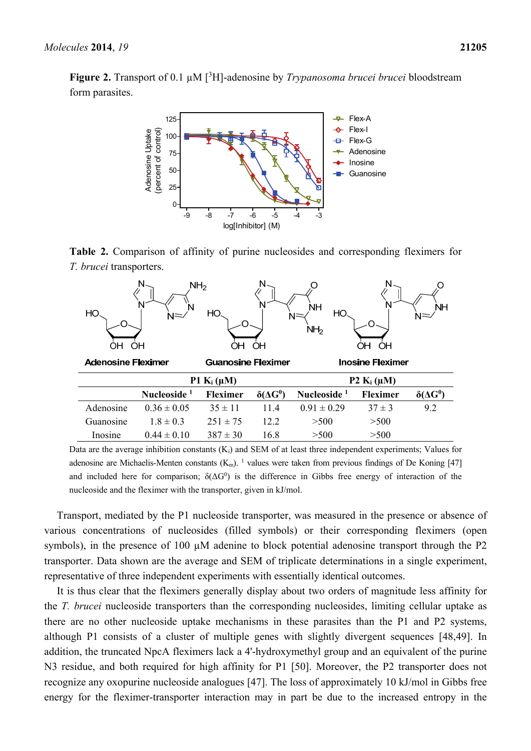**Figure 2.** Transport of 0.1 µM [$^3$H]-adenosine by *Trypanosoma brucei brucei* bloodstream form parasites.

**Table 2.** Comparison of affinity of purine nucleosides and corresponding fleximers for *T. brucei* transporters.

| | P1 $K_i$ (µM) | | | P2 $K_i$ (µM) | | |
|---|---|---|---|---|---|---|
| | Nucleoside [1] | Fleximer | δ(ΔG$^0$) | Nucleoside [1] | Fleximer | δ(ΔG$^0$) |
| Adenosine | 0.36 ± 0.05 | 35 ± 11 | 11.4 | 0.91 ± 0.29 | 37 ± 3 | 9.2 |
| Guanosine | 1.8 ± 0.3 | 251 ± 75 | 12.2 | >500 | >500 | |
| Inosine | 0.44 ± 0.10 | 387 ± 30 | 16.8 | >500 | >500 | |

Data are the average inhibition constants ($K_i$) and SEM of at least three independent experiments; Values for adenosine are Michaelis-Menten constants ($K_m$). [1] values were taken from previous findings of De Koning [47] and included here for comparison; δ(ΔG$^0$) is the difference in Gibbs free energy of interaction of the nucleoside and the fleximer with the transporter, given in kJ/mol.

Transport, mediated by the P1 nucleoside transporter, was measured in the presence or absence of various concentrations of nucleosides (filled symbols) or their corresponding fleximers (open symbols), in the presence of 100 µM adenine to block potential adenosine transport through the P2 transporter. Data shown are the average and SEM of triplicate determinations in a single experiment, representative of three independent experiments with essentially identical outcomes.

It is thus clear that the fleximers generally display about two orders of magnitude less affinity for the *T. brucei* nucleoside transporters than the corresponding nucleosides, limiting cellular uptake as there are no other nucleoside uptake mechanisms in these parasites than the P1 and P2 systems, although P1 consists of a cluster of multiple genes with slightly divergent sequences [48,49]. In addition, the truncated NpcA fleximers lack a 4'-hydroxymethyl group and an equivalent of the purine N3 residue, and both required for high affinity for P1 [50]. Moreover, the P2 transporter does not recognize any oxopurine nucleoside analogues [47]. The loss of approximately 10 kJ/mol in Gibbs free energy for the fleximer-transporter interaction may in part be due to the increased entropy in the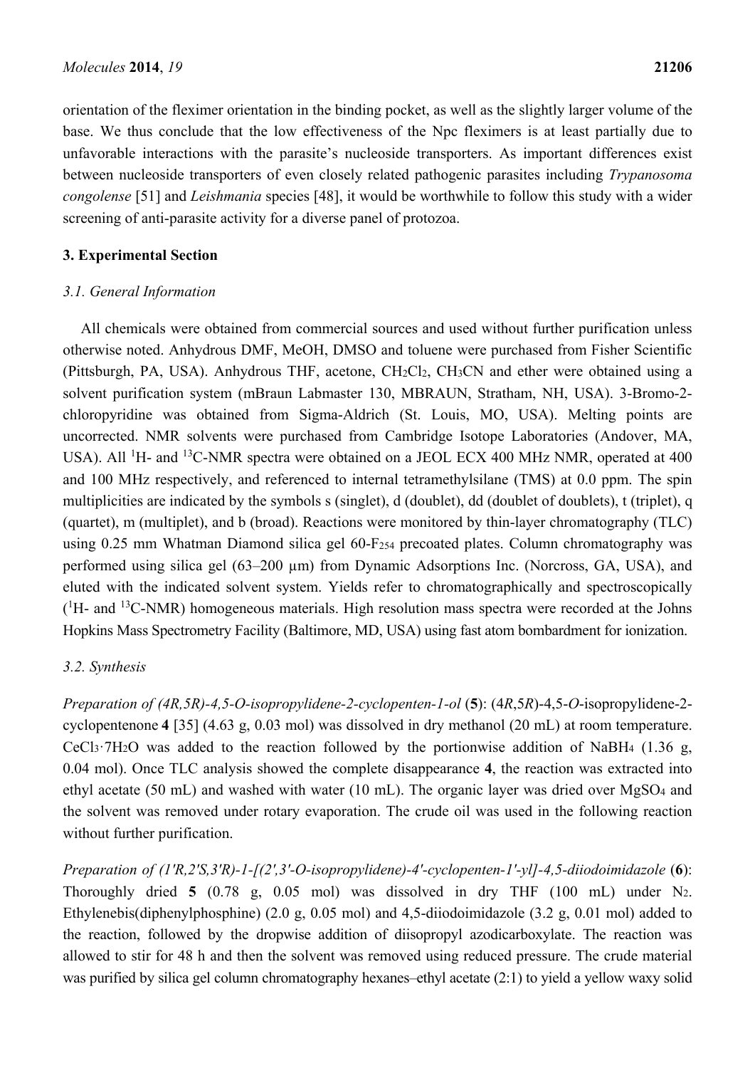orientation of the fleximer orientation in the binding pocket, as well as the slightly larger volume of the base. We thus conclude that the low effectiveness of the Npc fleximers is at least partially due to unfavorable interactions with the parasite's nucleoside transporters. As important differences exist between nucleoside transporters of even closely related pathogenic parasites including *Trypanosoma congolense* [51] and *Leishmania* species [48], it would be worthwhile to follow this study with a wider screening of anti-parasite activity for a diverse panel of protozoa.

## 3. Experimental Section

### 3.1. General Information

All chemicals were obtained from commercial sources and used without further purification unless otherwise noted. Anhydrous DMF, MeOH, DMSO and toluene were purchased from Fisher Scientific (Pittsburgh, PA, USA). Anhydrous THF, acetone, $CH_2Cl_2$, $CH_3CN$ and ether were obtained using a solvent purification system (mBraun Labmaster 130, MBRAUN, Stratham, NH, USA). 3-Bromo-2-chloropyridine was obtained from Sigma-Aldrich (St. Louis, MO, USA). Melting points are uncorrected. NMR solvents were purchased from Cambridge Isotope Laboratories (Andover, MA, USA). All $^1$H- and $^{13}$C-NMR spectra were obtained on a JEOL ECX 400 MHz NMR, operated at 400 and 100 MHz respectively, and referenced to internal tetramethylsilane (TMS) at 0.0 ppm. The spin multiplicities are indicated by the symbols s (singlet), d (doublet), dd (doublet of doublets), t (triplet), q (quartet), m (multiplet), and b (broad). Reactions were monitored by thin-layer chromatography (TLC) using 0.25 mm Whatman Diamond silica gel 60-$F_{254}$ precoated plates. Column chromatography was performed using silica gel (63–200 µm) from Dynamic Adsorptions Inc. (Norcross, GA, USA), and eluted with the indicated solvent system. Yields refer to chromatographically and spectroscopically ($^1$H- and $^{13}$C-NMR) homogeneous materials. High resolution mass spectra were recorded at the Johns Hopkins Mass Spectrometry Facility (Baltimore, MD, USA) using fast atom bombardment for ionization.

### 3.2. Synthesis

*Preparation of (4R,5R)-4,5-O-isopropylidene-2-cyclopenten-1-ol* (**5**): (4*R*,5*R*)-4,5-*O*-isopropylidene-2-cyclopentenone **4** [35] (4.63 g, 0.03 mol) was dissolved in dry methanol (20 mL) at room temperature. $CeCl_3 \cdot 7H_2O$ was added to the reaction followed by the portionwise addition of $NaBH_4$ (1.36 g, 0.04 mol). Once TLC analysis showed the complete disappearance **4**, the reaction was extracted into ethyl acetate (50 mL) and washed with water (10 mL). The organic layer was dried over $MgSO_4$ and the solvent was removed under rotary evaporation. The crude oil was used in the following reaction without further purification.

*Preparation of (1'R,2'S,3'R)-1-[(2',3'-O-isopropylidene)-4'-cyclopenten-1'-yl]-4,5-diiodoimidazole* (**6**): Thoroughly dried **5** (0.78 g, 0.05 mol) was dissolved in dry THF (100 mL) under $N_2$. Ethylenebis(diphenylphosphine) (2.0 g, 0.05 mol) and 4,5-diiodoimidazole (3.2 g, 0.01 mol) added to the reaction, followed by the dropwise addition of diisopropyl azodicarboxylate. The reaction was allowed to stir for 48 h and then the solvent was removed using reduced pressure. The crude material was purified by silica gel column chromatography hexanes–ethyl acetate (2:1) to yield a yellow waxy solid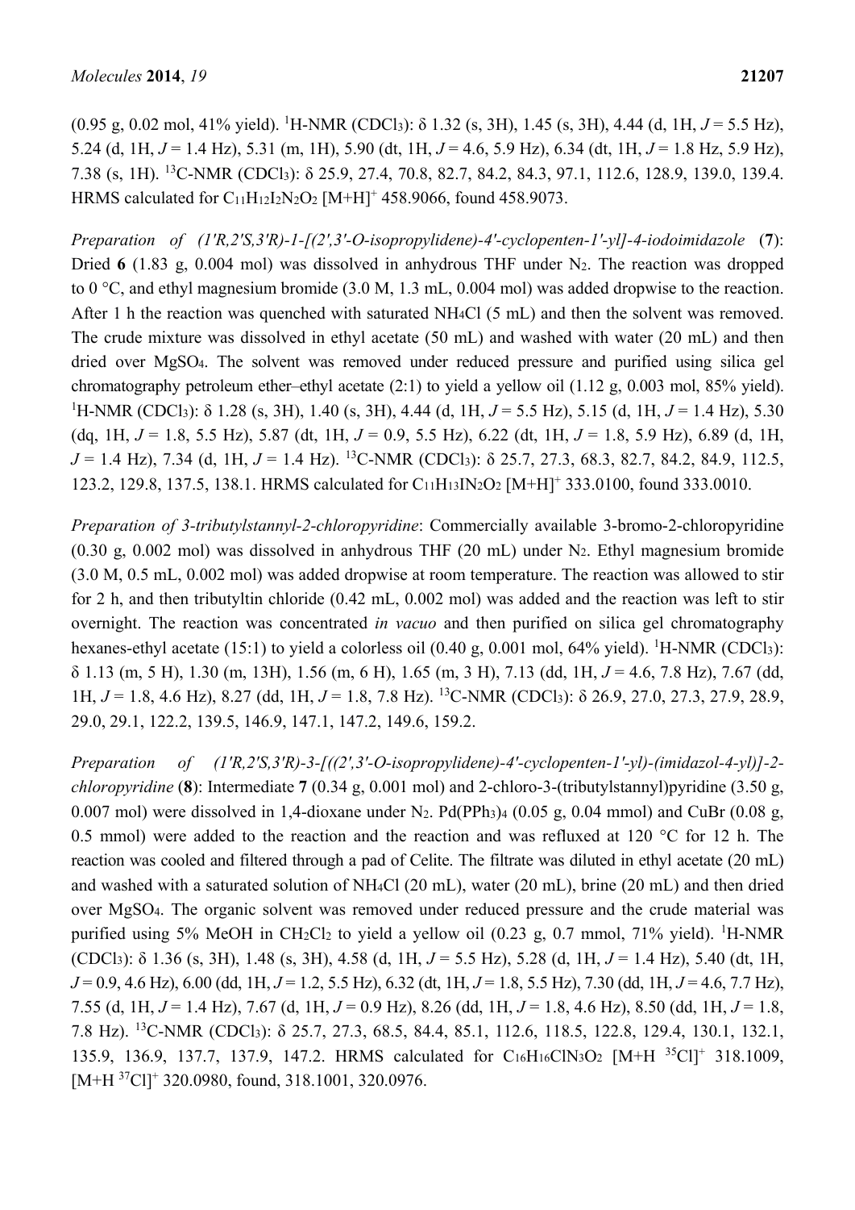(0.95 g, 0.02 mol, 41% yield). $^1$H-NMR ($CDCl_3$): δ 1.32 (s, 3H), 1.45 (s, 3H), 4.44 (d, 1H, *J* = 5.5 Hz), 5.24 (d, 1H, *J* = 1.4 Hz), 5.31 (m, 1H), 5.90 (dt, 1H, *J* = 4.6, 5.9 Hz), 6.34 (dt, 1H, *J* = 1.8 Hz, 5.9 Hz), 7.38 (s, 1H). $^{13}$C-NMR ($CDCl_3$): δ 25.9, 27.4, 70.8, 82.7, 84.2, 84.3, 97.1, 112.6, 128.9, 139.0, 139.4. HRMS calculated for $C_{11}H_{12}I_2N_2O_2$ $[M+H]^+$ 458.9066, found 458.9073.

*Preparation of (1'R,2'S,3'R)-1-[(2',3'-O-isopropylidene)-4'-cyclopenten-1'-yl]-4-iodoimidazole* (**7**): Dried **6** (1.83 g, 0.004 mol) was dissolved in anhydrous THF under $N_2$. The reaction was dropped to 0 °C, and ethyl magnesium bromide (3.0 M, 1.3 mL, 0.004 mol) was added dropwise to the reaction. After 1 h the reaction was quenched with saturated $NH_4Cl$ (5 mL) and then the solvent was removed. The crude mixture was dissolved in ethyl acetate (50 mL) and washed with water (20 mL) and then dried over $MgSO_4$. The solvent was removed under reduced pressure and purified using silica gel chromatography petroleum ether–ethyl acetate (2:1) to yield a yellow oil (1.12 g, 0.003 mol, 85% yield). $^1$H-NMR ($CDCl_3$): δ 1.28 (s, 3H), 1.40 (s, 3H), 4.44 (d, 1H, *J* = 5.5 Hz), 5.15 (d, 1H, *J* = 1.4 Hz), 5.30 (dq, 1H, *J* = 1.8, 5.5 Hz), 5.87 (dt, 1H, *J* = 0.9, 5.5 Hz), 6.22 (dt, 1H, *J* = 1.8, 5.9 Hz), 6.89 (d, 1H, *J* = 1.4 Hz), 7.34 (d, 1H, *J* = 1.4 Hz). $^{13}$C-NMR ($CDCl_3$): δ 25.7, 27.3, 68.3, 82.7, 84.2, 84.9, 112.5, 123.2, 129.8, 137.5, 138.1. HRMS calculated for $C_{11}H_{13}IN_2O_2$ $[M+H]^+$ 333.0100, found 333.0010.

*Preparation of 3-tributylstannyl-2-chloropyridine*: Commercially available 3-bromo-2-chloropyridine (0.30 g, 0.002 mol) was dissolved in anhydrous THF (20 mL) under $N_2$. Ethyl magnesium bromide (3.0 M, 0.5 mL, 0.002 mol) was added dropwise at room temperature. The reaction was allowed to stir for 2 h, and then tributyltin chloride (0.42 mL, 0.002 mol) was added and the reaction was left to stir overnight. The reaction was concentrated *in vacuo* and then purified on silica gel chromatography hexanes-ethyl acetate (15:1) to yield a colorless oil (0.40 g, 0.001 mol, 64% yield). $^1$H-NMR ($CDCl_3$): δ 1.13 (m, 5 H), 1.30 (m, 13H), 1.56 (m, 6 H), 1.65 (m, 3 H), 7.13 (dd, 1H, *J* = 4.6, 7.8 Hz), 7.67 (dd, 1H, *J* = 1.8, 4.6 Hz), 8.27 (dd, 1H, *J* = 1.8, 7.8 Hz). $^{13}$C-NMR ($CDCl_3$): δ 26.9, 27.0, 27.3, 27.9, 28.9, 29.0, 29.1, 122.2, 139.5, 146.9, 147.1, 147.2, 149.6, 159.2.

*Preparation of (1'R,2'S,3'R)-3-[((2',3'-O-isopropylidene)-4'-cyclopenten-1'-yl)-(imidazol-4-yl)]-2-chloropyridine* (**8**): Intermediate **7** (0.34 g, 0.001 mol) and 2-chloro-3-(tributylstannyl)pyridine (3.50 g, 0.007 mol) were dissolved in 1,4-dioxane under $N_2$. $Pd(PPh_3)_4$ (0.05 g, 0.04 mmol) and CuBr (0.08 g, 0.5 mmol) were added to the reaction and the reaction and was refluxed at 120 °C for 12 h. The reaction was cooled and filtered through a pad of Celite. The filtrate was diluted in ethyl acetate (20 mL) and washed with a saturated solution of $NH_4Cl$ (20 mL), water (20 mL), brine (20 mL) and then dried over $MgSO_4$. The organic solvent was removed under reduced pressure and the crude material was purified using 5% MeOH in $CH_2Cl_2$ to yield a yellow oil (0.23 g, 0.7 mmol, 71% yield). $^1$H-NMR ($CDCl_3$): δ 1.36 (s, 3H), 1.48 (s, 3H), 4.58 (d, 1H, *J* = 5.5 Hz), 5.28 (d, 1H, *J* = 1.4 Hz), 5.40 (dt, 1H, *J* = 0.9, 4.6 Hz), 6.00 (dd, 1H, *J* = 1.2, 5.5 Hz), 6.32 (dt, 1H, *J* = 1.8, 5.5 Hz), 7.30 (dd, 1H, *J* = 4.6, 7.7 Hz), 7.55 (d, 1H, *J* = 1.4 Hz), 7.67 (d, 1H, *J* = 0.9 Hz), 8.26 (dd, 1H, *J* = 1.8, 4.6 Hz), 8.50 (dd, 1H, *J* = 1.8, 7.8 Hz). $^{13}$C-NMR ($CDCl_3$): δ 25.7, 27.3, 68.5, 84.4, 85.1, 112.6, 118.5, 122.8, 129.4, 130.1, 132.1, 135.9, 136.9, 137.7, 137.9, 147.2. HRMS calculated for $C_{16}H_{16}ClN_3O_2$ $[M+H\ ^{35}Cl]^+$ 318.1009, $[M+H\ ^{37}Cl]^+$ 320.0980, found, 318.1001, 320.0976.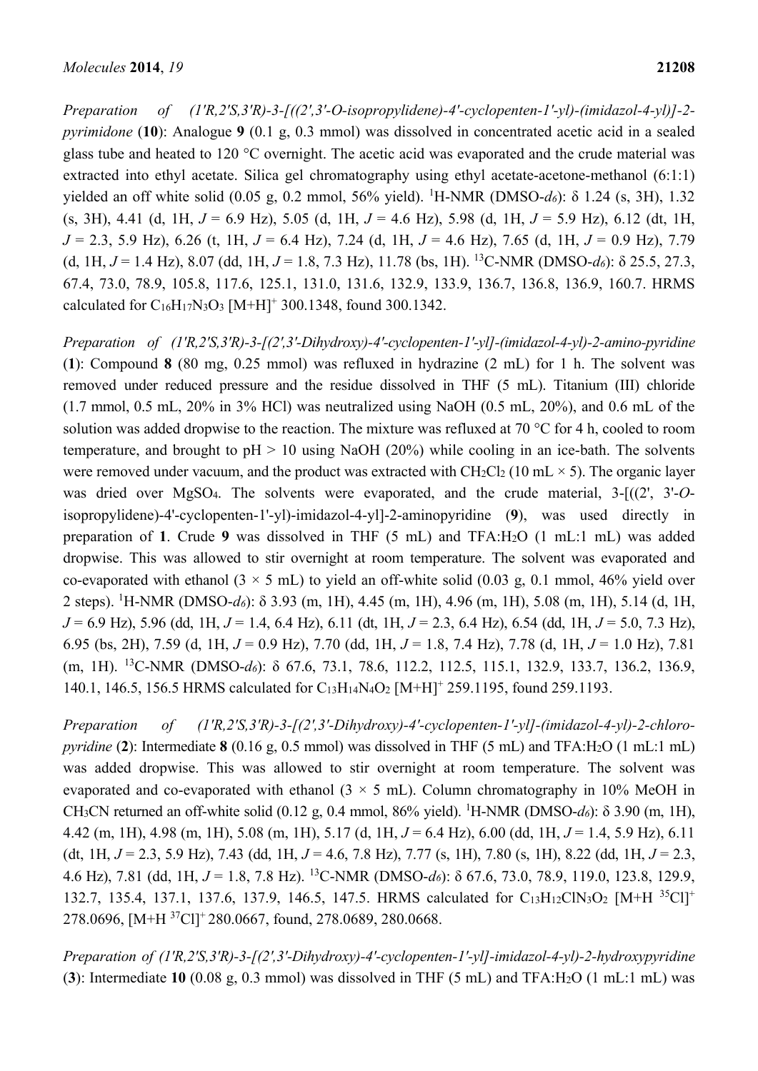*Preparation of (1'R,2'S,3'R)-3-[((2',3'-O-isopropylidene)-4'-cyclopenten-1'-yl)-(imidazol-4-yl)]-2-pyrimidone* (**10**): Analogue **9** (0.1 g, 0.3 mmol) was dissolved in concentrated acetic acid in a sealed glass tube and heated to 120 °C overnight. The acetic acid was evaporated and the crude material was extracted into ethyl acetate. Silica gel chromatography using ethyl acetate-acetone-methanol (6:1:1) yielded an off white solid (0.05 g, 0.2 mmol, 56% yield). $^1$H-NMR (DMSO-$d_6$): δ 1.24 (s, 3H), 1.32 (s, 3H), 4.41 (d, 1H, *J* = 6.9 Hz), 5.05 (d, 1H, *J* = 4.6 Hz), 5.98 (d, 1H, *J* = 5.9 Hz), 6.12 (dt, 1H, *J* = 2.3, 5.9 Hz), 6.26 (t, 1H, *J* = 6.4 Hz), 7.24 (d, 1H, *J* = 4.6 Hz), 7.65 (d, 1H, *J* = 0.9 Hz), 7.79 (d, 1H, *J* = 1.4 Hz), 8.07 (dd, 1H, *J* = 1.8, 7.3 Hz), 11.78 (bs, 1H). $^{13}$C-NMR (DMSO-$d_6$): δ 25.5, 27.3, 67.4, 73.0, 78.9, 105.8, 117.6, 125.1, 131.0, 131.6, 132.9, 133.9, 136.7, 136.8, 136.9, 160.7. HRMS calculated for $C_{16}H_{17}N_3O_3$ $[M+H]^+$ 300.1348, found 300.1342.

*Preparation of (1'R,2'S,3'R)-3-[(2',3'-Dihydroxy)-4'-cyclopenten-1'-yl]-(imidazol-4-yl)-2-amino-pyridine* (**1**): Compound **8** (80 mg, 0.25 mmol) was refluxed in hydrazine (2 mL) for 1 h. The solvent was removed under reduced pressure and the residue dissolved in THF (5 mL). Titanium (III) chloride (1.7 mmol, 0.5 mL, 20% in 3% HCl) was neutralized using NaOH (0.5 mL, 20%), and 0.6 mL of the solution was added dropwise to the reaction. The mixture was refluxed at 70 °C for 4 h, cooled to room temperature, and brought to pH > 10 using NaOH (20%) while cooling in an ice-bath. The solvents were removed under vacuum, and the product was extracted with $CH_2Cl_2$ (10 mL × 5). The organic layer was dried over $MgSO_4$. The solvents were evaporated, and the crude material, 3-[((2', 3'-*O*-isopropylidene)-4'-cyclopenten-1'-yl)-imidazol-4-yl]-2-aminopyridine (**9**), was used directly in preparation of **1**. Crude **9** was dissolved in THF (5 mL) and TFA:$H_2O$ (1 mL:1 mL) was added dropwise. This was allowed to stir overnight at room temperature. The solvent was evaporated and co-evaporated with ethanol (3 × 5 mL) to yield an off-white solid (0.03 g, 0.1 mmol, 46% yield over 2 steps). $^1$H-NMR (DMSO-$d_6$): δ 3.93 (m, 1H), 4.45 (m, 1H), 4.96 (m, 1H), 5.08 (m, 1H), 5.14 (d, 1H, *J* = 6.9 Hz), 5.96 (dd, 1H, *J* = 1.4, 6.4 Hz), 6.11 (dt, 1H, *J* = 2.3, 6.4 Hz), 6.54 (dd, 1H, *J* = 5.0, 7.3 Hz), 6.95 (bs, 2H), 7.59 (d, 1H, *J* = 0.9 Hz), 7.70 (dd, 1H, *J* = 1.8, 7.4 Hz), 7.78 (d, 1H, *J* = 1.0 Hz), 7.81 (m, 1H). $^{13}$C-NMR (DMSO-$d_6$): δ 67.6, 73.1, 78.6, 112.2, 112.5, 115.1, 132.9, 133.7, 136.2, 136.9, 140.1, 146.5, 156.5 HRMS calculated for $C_{13}H_{14}N_4O_2$ $[M+H]^+$ 259.1195, found 259.1193.

*Preparation of (1'R,2'S,3'R)-3-[(2',3'-Dihydroxy)-4'-cyclopenten-1'-yl]-(imidazol-4-yl)-2-chloro-pyridine* (**2**): Intermediate **8** (0.16 g, 0.5 mmol) was dissolved in THF (5 mL) and TFA:$H_2O$ (1 mL:1 mL) was added dropwise. This was allowed to stir overnight at room temperature. The solvent was evaporated and co-evaporated with ethanol (3 × 5 mL). Column chromatography in 10% MeOH in $CH_3CN$ returned an off-white solid (0.12 g, 0.4 mmol, 86% yield). $^1$H-NMR (DMSO-$d_6$): δ 3.90 (m, 1H), 4.42 (m, 1H), 4.98 (m, 1H), 5.08 (m, 1H), 5.17 (d, 1H, *J* = 6.4 Hz), 6.00 (dd, 1H, *J* = 1.4, 5.9 Hz), 6.11 (dt, 1H, *J* = 2.3, 5.9 Hz), 7.43 (dd, 1H, *J* = 4.6, 7.8 Hz), 7.77 (s, 1H), 7.80 (s, 1H), 8.22 (dd, 1H, *J* = 2.3, 4.6 Hz), 7.81 (dd, 1H, *J* = 1.8, 7.8 Hz). $^{13}$C-NMR (DMSO-$d_6$): δ 67.6, 73.0, 78.9, 119.0, 123.8, 129.9, 132.7, 135.4, 137.1, 137.6, 137.9, 146.5, 147.5. HRMS calculated for $C_{13}H_{12}ClN_3O_2$ $[M+H\ ^{35}Cl]^+$ 278.0696, $[M+H\ ^{37}Cl]^+$ 280.0667, found, 278.0689, 280.0668.

*Preparation of (1'R,2'S,3'R)-3-[(2',3'-Dihydroxy)-4'-cyclopenten-1'-yl]-imidazol-4-yl)-2-hydroxypyridine* (**3**): Intermediate **10** (0.08 g, 0.3 mmol) was dissolved in THF (5 mL) and TFA:$H_2O$ (1 mL:1 mL) was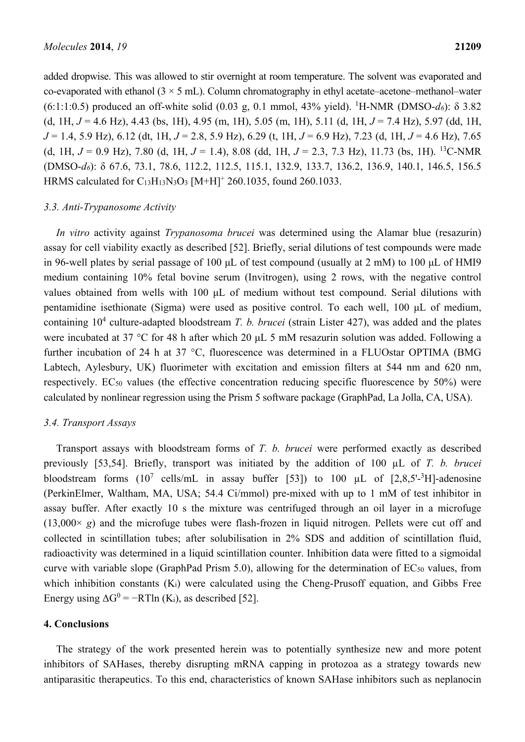added dropwise. This was allowed to stir overnight at room temperature. The solvent was evaporated and co-evaporated with ethanol (3 × 5 mL). Column chromatography in ethyl acetate–acetone–methanol–water (6:1:1:0.5) produced an off-white solid (0.03 g, 0.1 mmol, 43% yield). $^1$H-NMR (DMSO-$d_6$): δ 3.82 (d, 1H, *J* = 4.6 Hz), 4.43 (bs, 1H), 4.95 (m, 1H), 5.05 (m, 1H), 5.11 (d, 1H, *J* = 7.4 Hz), 5.97 (dd, 1H, *J* = 1.4, 5.9 Hz), 6.12 (dt, 1H, *J* = 2.8, 5.9 Hz), 6.29 (t, 1H, *J* = 6.9 Hz), 7.23 (d, 1H, *J* = 4.6 Hz), 7.65 (d, 1H, *J* = 0.9 Hz), 7.80 (d, 1H, *J* = 1.4), 8.08 (dd, 1H, *J* = 2.3, 7.3 Hz), 11.73 (bs, 1H). $^{13}$C-NMR (DMSO-$d_6$): δ 67.6, 73.1, 78.6, 112.2, 112.5, 115.1, 132.9, 133.7, 136.2, 136.9, 140.1, 146.5, 156.5 HRMS calculated for $C_{13}H_{13}N_3O_3$ $[M+H]^+$ 260.1035, found 260.1033.

### 3.3. Anti-Trypanosome Activity

*In vitro* activity against *Trypanosoma brucei* was determined using the Alamar blue (resazurin) assay for cell viability exactly as described [52]. Briefly, serial dilutions of test compounds were made in 96-well plates by serial passage of 100 μL of test compound (usually at 2 mM) to 100 μL of HMI9 medium containing 10% fetal bovine serum (Invitrogen), using 2 rows, with the negative control values obtained from wells with 100 μL of medium without test compound. Serial dilutions with pentamidine isethionate (Sigma) were used as positive control. To each well, 100 μL of medium, containing $10^4$ culture-adapted bloodstream *T. b. brucei* (strain Lister 427), was added and the plates were incubated at 37 °C for 48 h after which 20 μL 5 mM resazurin solution was added. Following a further incubation of 24 h at 37 °C, fluorescence was determined in a FLUOstar OPTIMA (BMG Labtech, Aylesbury, UK) fluorimeter with excitation and emission filters at 544 nm and 620 nm, respectively. $EC_{50}$ values (the effective concentration reducing specific fluorescence by 50%) were calculated by nonlinear regression using the Prism 5 software package (GraphPad, La Jolla, CA, USA).

### 3.4. Transport Assays

Transport assays with bloodstream forms of *T. b. brucei* were performed exactly as described previously [53,54]. Briefly, transport was initiated by the addition of 100 μL of *T. b. brucei* bloodstream forms ($10^7$ cells/mL in assay buffer [53]) to 100 μL of [2,8,5'-$^3$H]-adenosine (PerkinElmer, Waltham, MA, USA; 54.4 Ci/mmol) pre-mixed with up to 1 mM of test inhibitor in assay buffer. After exactly 10 s the mixture was centrifuged through an oil layer in a microfuge (13,000× *g*) and the microfuge tubes were flash-frozen in liquid nitrogen. Pellets were cut off and collected in scintillation tubes; after solubilisation in 2% SDS and addition of scintillation fluid, radioactivity was determined in a liquid scintillation counter. Inhibition data were fitted to a sigmoidal curve with variable slope (GraphPad Prism 5.0), allowing for the determination of $EC_{50}$ values, from which inhibition constants ($K_i$) were calculated using the Cheng-Prusoff equation, and Gibbs Free Energy using $\Delta G^0 = -RT\ln(K_i)$, as described [52].

## 4. Conclusions

The strategy of the work presented herein was to potentially synthesize new and more potent inhibitors of SAHases, thereby disrupting mRNA capping in protozoa as a strategy towards new antiparasitic therapeutics. To this end, characteristics of known SAHase inhibitors such as neplanocin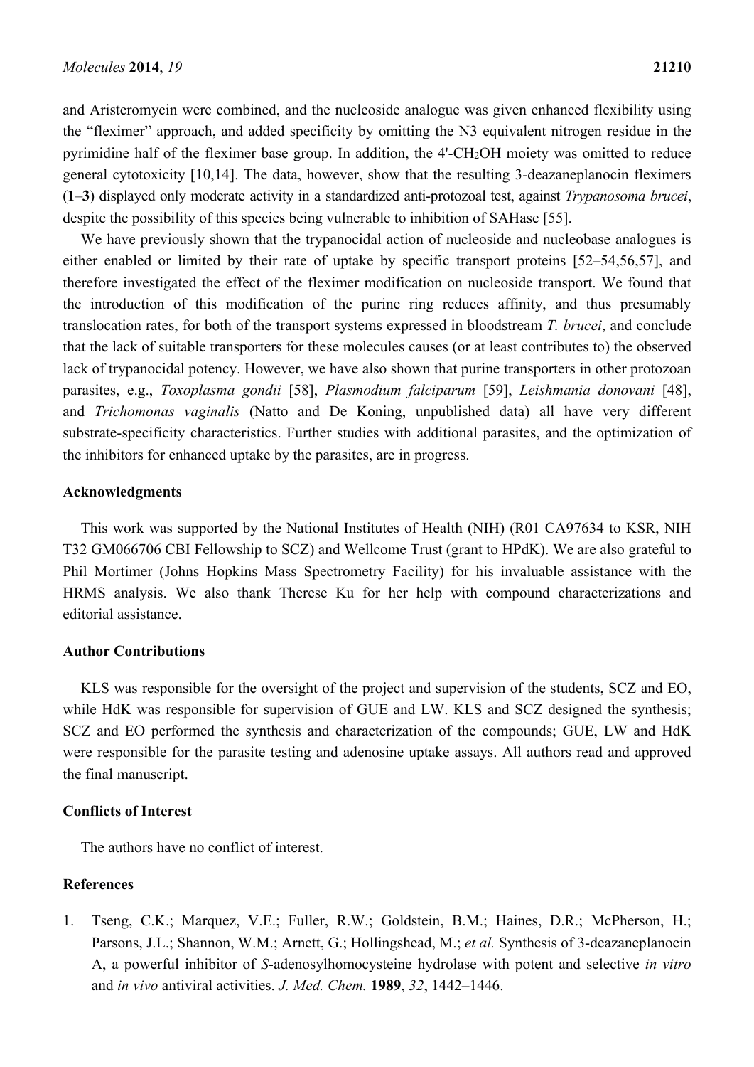and Aristeromycin were combined, and the nucleoside analogue was given enhanced flexibility using the "fleximer" approach, and added specificity by omitting the N3 equivalent nitrogen residue in the pyrimidine half of the fleximer base group. In addition, the 4'-$CH_2OH$ moiety was omitted to reduce general cytotoxicity [10,14]. The data, however, show that the resulting 3-deazaneplanocin fleximers (**1**–**3**) displayed only moderate activity in a standardized anti-protozoal test, against *Trypanosoma brucei*, despite the possibility of this species being vulnerable to inhibition of SAHase [55].

We have previously shown that the trypanocidal action of nucleoside and nucleobase analogues is either enabled or limited by their rate of uptake by specific transport proteins [52–54,56,57], and therefore investigated the effect of the fleximer modification on nucleoside transport. We found that the introduction of this modification of the purine ring reduces affinity, and thus presumably translocation rates, for both of the transport systems expressed in bloodstream *T. brucei*, and conclude that the lack of suitable transporters for these molecules causes (or at least contributes to) the observed lack of trypanocidal potency. However, we have also shown that purine transporters in other protozoan parasites, e.g., *Toxoplasma gondii* [58], *Plasmodium falciparum* [59], *Leishmania donovani* [48], and *Trichomonas vaginalis* (Natto and De Koning, unpublished data) all have very different substrate-specificity characteristics. Further studies with additional parasites, and the optimization of the inhibitors for enhanced uptake by the parasites, are in progress.

## Acknowledgments

This work was supported by the National Institutes of Health (NIH) (R01 CA97634 to KSR, NIH T32 GM066706 CBI Fellowship to SCZ) and Wellcome Trust (grant to HPdK). We are also grateful to Phil Mortimer (Johns Hopkins Mass Spectrometry Facility) for his invaluable assistance with the HRMS analysis. We also thank Therese Ku for her help with compound characterizations and editorial assistance.

## Author Contributions

KLS was responsible for the oversight of the project and supervision of the students, SCZ and EO, while HdK was responsible for supervision of GUE and LW. KLS and SCZ designed the synthesis; SCZ and EO performed the synthesis and characterization of the compounds; GUE, LW and HdK were responsible for the parasite testing and adenosine uptake assays. All authors read and approved the final manuscript.

## Conflicts of Interest

The authors have no conflict of interest.

## References

1. Tseng, C.K.; Marquez, V.E.; Fuller, R.W.; Goldstein, B.M.; Haines, D.R.; McPherson, H.; Parsons, J.L.; Shannon, W.M.; Arnett, G.; Hollingshead, M.; *et al.* Synthesis of 3-deazaneplanocin A, a powerful inhibitor of *S*-adenosylhomocysteine hydrolase with potent and selective *in vitro* and *in vivo* antiviral activities. *J. Med. Chem.* **1989**, *32*, 1442–1446.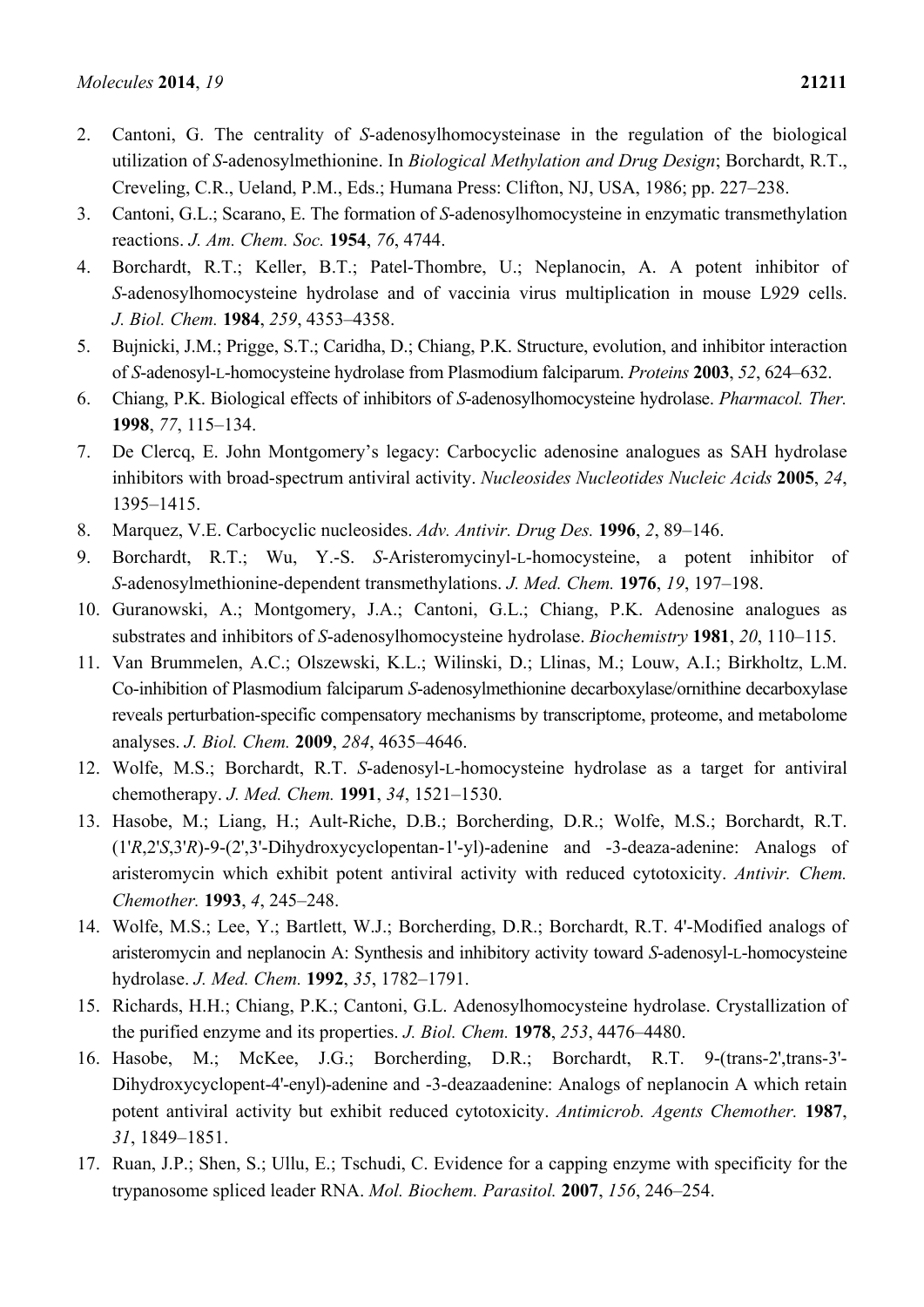2. Cantoni, G. The centrality of *S*-adenosylhomocysteinase in the regulation of the biological utilization of *S*-adenosylmethionine. In *Biological Methylation and Drug Design*; Borchardt, R.T., Creveling, C.R., Ueland, P.M., Eds.; Humana Press: Clifton, NJ, USA, 1986; pp. 227–238.
3. Cantoni, G.L.; Scarano, E. The formation of *S*-adenosylhomocysteine in enzymatic transmethylation reactions. *J. Am. Chem. Soc.* **1954**, *76*, 4744.
4. Borchardt, R.T.; Keller, B.T.; Patel-Thombre, U.; Neplanocin, A. A potent inhibitor of *S*-adenosylhomocysteine hydrolase and of vaccinia virus multiplication in mouse L929 cells. *J. Biol. Chem.* **1984**, *259*, 4353–4358.
5. Bujnicki, J.M.; Prigge, S.T.; Caridha, D.; Chiang, P.K. Structure, evolution, and inhibitor interaction of *S*-adenosyl-L-homocysteine hydrolase from Plasmodium falciparum. *Proteins* **2003**, *52*, 624–632.
6. Chiang, P.K. Biological effects of inhibitors of *S*-adenosylhomocysteine hydrolase. *Pharmacol. Ther.* **1998**, *77*, 115–134.
7. De Clercq, E. John Montgomery's legacy: Carbocyclic adenosine analogues as SAH hydrolase inhibitors with broad-spectrum antiviral activity. *Nucleosides Nucleotides Nucleic Acids* **2005**, *24*, 1395–1415.
8. Marquez, V.E. Carbocyclic nucleosides. *Adv. Antivir. Drug Des.* **1996**, *2*, 89–146.
9. Borchardt, R.T.; Wu, Y.-S. *S*-Aristeromycinyl-L-homocysteine, a potent inhibitor of *S*-adenosylmethionine-dependent transmethylations. *J. Med. Chem.* **1976**, *19*, 197–198.
10. Guranowski, A.; Montgomery, J.A.; Cantoni, G.L.; Chiang, P.K. Adenosine analogues as substrates and inhibitors of *S*-adenosylhomocysteine hydrolase. *Biochemistry* **1981**, *20*, 110–115.
11. Van Brummelen, A.C.; Olszewski, K.L.; Wilinski, D.; Llinas, M.; Louw, A.I.; Birkholtz, L.M. Co-inhibition of Plasmodium falciparum *S*-adenosylmethionine decarboxylase/ornithine decarboxylase reveals perturbation-specific compensatory mechanisms by transcriptome, proteome, and metabolome analyses. *J. Biol. Chem.* **2009**, *284*, 4635–4646.
12. Wolfe, M.S.; Borchardt, R.T. *S*-adenosyl-L-homocysteine hydrolase as a target for antiviral chemotherapy. *J. Med. Chem.* **1991**, *34*, 1521–1530.
13. Hasobe, M.; Liang, H.; Ault-Riche, D.B.; Borcherding, D.R.; Wolfe, M.S.; Borchardt, R.T. (1'*R*,2'*S*,3'*R*)-9-(2',3'-Dihydroxycyclopentan-1'-yl)-adenine and -3-deaza-adenine: Analogs of aristeromycin which exhibit potent antiviral activity with reduced cytotoxicity. *Antivir. Chem. Chemother.* **1993**, *4*, 245–248.
14. Wolfe, M.S.; Lee, Y.; Bartlett, W.J.; Borcherding, D.R.; Borchardt, R.T. 4'-Modified analogs of aristeromycin and neplanocin A: Synthesis and inhibitory activity toward *S*-adenosyl-L-homocysteine hydrolase. *J. Med. Chem.* **1992**, *35*, 1782–1791.
15. Richards, H.H.; Chiang, P.K.; Cantoni, G.L. Adenosylhomocysteine hydrolase. Crystallization of the purified enzyme and its properties. *J. Biol. Chem.* **1978**, *253*, 4476–4480.
16. Hasobe, M.; McKee, J.G.; Borcherding, D.R.; Borchardt, R.T. 9-(trans-2',trans-3'-Dihydroxycyclopent-4'-enyl)-adenine and -3-deazaadenine: Analogs of neplanocin A which retain potent antiviral activity but exhibit reduced cytotoxicity. *Antimicrob. Agents Chemother.* **1987**, *31*, 1849–1851.
17. Ruan, J.P.; Shen, S.; Ullu, E.; Tschudi, C. Evidence for a capping enzyme with specificity for the trypanosome spliced leader RNA. *Mol. Biochem. Parasitol.* **2007**, *156*, 246–254.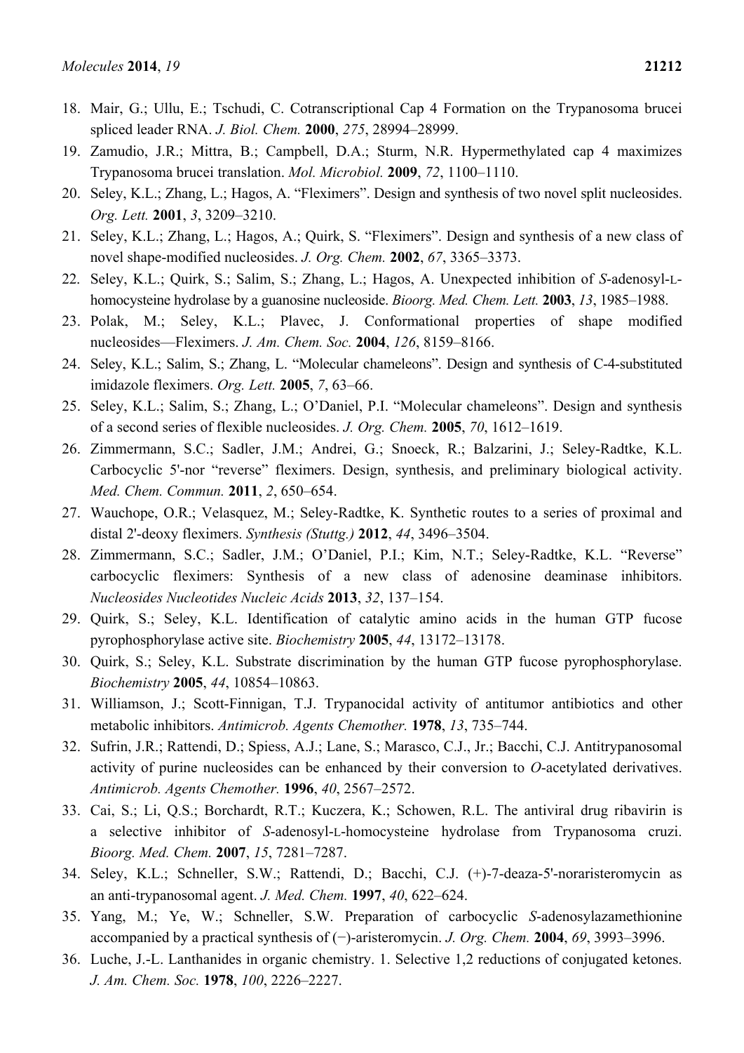18. Mair, G.; Ullu, E.; Tschudi, C. Cotranscriptional Cap 4 Formation on the Trypanosoma brucei spliced leader RNA. *J. Biol. Chem.* **2000**, *275*, 28994–28999.
19. Zamudio, J.R.; Mittra, B.; Campbell, D.A.; Sturm, N.R. Hypermethylated cap 4 maximizes Trypanosoma brucei translation. *Mol. Microbiol.* **2009**, *72*, 1100–1110.
20. Seley, K.L.; Zhang, L.; Hagos, A. "Fleximers". Design and synthesis of two novel split nucleosides. *Org. Lett.* **2001**, *3*, 3209–3210.
21. Seley, K.L.; Zhang, L.; Hagos, A.; Quirk, S. "Fleximers". Design and synthesis of a new class of novel shape-modified nucleosides. *J. Org. Chem.* **2002**, *67*, 3365–3373.
22. Seley, K.L.; Quirk, S.; Salim, S.; Zhang, L.; Hagos, A. Unexpected inhibition of *S*-adenosyl-L-homocysteine hydrolase by a guanosine nucleoside. *Bioorg. Med. Chem. Lett.* **2003**, *13*, 1985–1988.
23. Polak, M.; Seley, K.L.; Plavec, J. Conformational properties of shape modified nucleosides—Fleximers. *J. Am. Chem. Soc.* **2004**, *126*, 8159–8166.
24. Seley, K.L.; Salim, S.; Zhang, L. "Molecular chameleons". Design and synthesis of C-4-substituted imidazole fleximers. *Org. Lett.* **2005**, *7*, 63–66.
25. Seley, K.L.; Salim, S.; Zhang, L.; O'Daniel, P.I. "Molecular chameleons". Design and synthesis of a second series of flexible nucleosides. *J. Org. Chem.* **2005**, *70*, 1612–1619.
26. Zimmermann, S.C.; Sadler, J.M.; Andrei, G.; Snoeck, R.; Balzarini, J.; Seley-Radtke, K.L. Carbocyclic 5'-nor "reverse" fleximers. Design, synthesis, and preliminary biological activity. *Med. Chem. Commun.* **2011**, *2*, 650–654.
27. Wauchope, O.R.; Velasquez, M.; Seley-Radtke, K. Synthetic routes to a series of proximal and distal 2'-deoxy fleximers. *Synthesis (Stuttg.)* **2012**, *44*, 3496–3504.
28. Zimmermann, S.C.; Sadler, J.M.; O'Daniel, P.I.; Kim, N.T.; Seley-Radtke, K.L. "Reverse" carbocyclic fleximers: Synthesis of a new class of adenosine deaminase inhibitors. *Nucleosides Nucleotides Nucleic Acids* **2013**, *32*, 137–154.
29. Quirk, S.; Seley, K.L. Identification of catalytic amino acids in the human GTP fucose pyrophosphorylase active site. *Biochemistry* **2005**, *44*, 13172–13178.
30. Quirk, S.; Seley, K.L. Substrate discrimination by the human GTP fucose pyrophosphorylase. *Biochemistry* **2005**, *44*, 10854–10863.
31. Williamson, J.; Scott-Finnigan, T.J. Trypanocidal activity of antitumor antibiotics and other metabolic inhibitors. *Antimicrob. Agents Chemother.* **1978**, *13*, 735–744.
32. Sufrin, J.R.; Rattendi, D.; Spiess, A.J.; Lane, S.; Marasco, C.J., Jr.; Bacchi, C.J. Antitrypanosomal activity of purine nucleosides can be enhanced by their conversion to *O*-acetylated derivatives. *Antimicrob. Agents Chemother.* **1996**, *40*, 2567–2572.
33. Cai, S.; Li, Q.S.; Borchardt, R.T.; Kuczera, K.; Schowen, R.L. The antiviral drug ribavirin is a selective inhibitor of *S*-adenosyl-L-homocysteine hydrolase from Trypanosoma cruzi. *Bioorg. Med. Chem.* **2007**, *15*, 7281–7287.
34. Seley, K.L.; Schneller, S.W.; Rattendi, D.; Bacchi, C.J. (+)-7-deaza-5'-noraristeromycin as an anti-trypanosomal agent. *J. Med. Chem.* **1997**, *40*, 622–624.
35. Yang, M.; Ye, W.; Schneller, S.W. Preparation of carbocyclic *S*-adenosylazamethionine accompanied by a practical synthesis of (−)-aristeromycin. *J. Org. Chem.* **2004**, *69*, 3993–3996.
36. Luche, J.-L. Lanthanides in organic chemistry. 1. Selective 1,2 reductions of conjugated ketones. *J. Am. Chem. Soc.* **1978**, *100*, 2226–2227.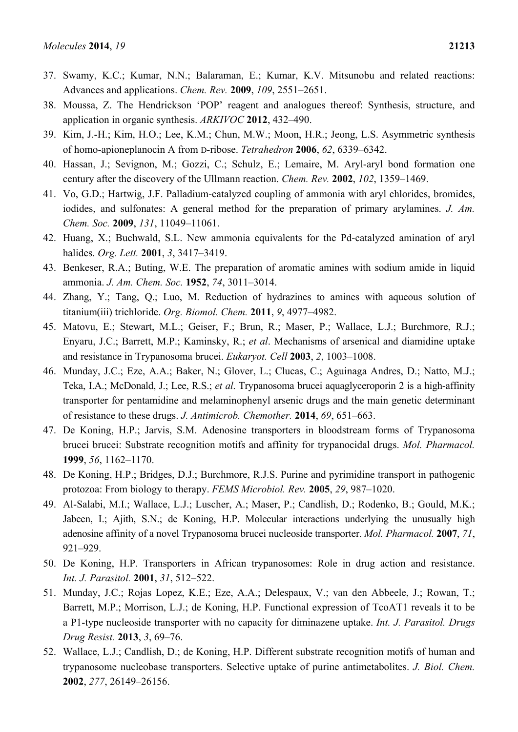37. Swamy, K.C.; Kumar, N.N.; Balaraman, E.; Kumar, K.V. Mitsunobu and related reactions: Advances and applications. *Chem. Rev.* **2009**, *109*, 2551–2651.
38. Moussa, Z. The Hendrickson 'POP' reagent and analogues thereof: Synthesis, structure, and application in organic synthesis. *ARKIVOC* **2012**, 432–490.
39. Kim, J.-H.; Kim, H.O.; Lee, K.M.; Chun, M.W.; Moon, H.R.; Jeong, L.S. Asymmetric synthesis of homo-apioneplanocin A from D-ribose. *Tetrahedron* **2006**, *62*, 6339–6342.
40. Hassan, J.; Sevignon, M.; Gozzi, C.; Schulz, E.; Lemaire, M. Aryl-aryl bond formation one century after the discovery of the Ullmann reaction. *Chem. Rev.* **2002**, *102*, 1359–1469.
41. Vo, G.D.; Hartwig, J.F. Palladium-catalyzed coupling of ammonia with aryl chlorides, bromides, iodides, and sulfonates: A general method for the preparation of primary arylamines. *J. Am. Chem. Soc.* **2009**, *131*, 11049–11061.
42. Huang, X.; Buchwald, S.L. New ammonia equivalents for the Pd-catalyzed amination of aryl halides. *Org. Lett.* **2001**, *3*, 3417–3419.
43. Benkeser, R.A.; Buting, W.E. The preparation of aromatic amines with sodium amide in liquid ammonia. *J. Am. Chem. Soc.* **1952**, *74*, 3011–3014.
44. Zhang, Y.; Tang, Q.; Luo, M. Reduction of hydrazines to amines with aqueous solution of titanium(iii) trichloride. *Org. Biomol. Chem.* **2011**, *9*, 4977–4982.
45. Matovu, E.; Stewart, M.L.; Geiser, F.; Brun, R.; Maser, P.; Wallace, L.J.; Burchmore, R.J.; Enyaru, J.C.; Barrett, M.P.; Kaminsky, R.; *et al*. Mechanisms of arsenical and diamidine uptake and resistance in Trypanosoma brucei. *Eukaryot. Cell* **2003**, *2*, 1003–1008.
46. Munday, J.C.; Eze, A.A.; Baker, N.; Glover, L.; Clucas, C.; Aguinaga Andres, D.; Natto, M.J.; Teka, I.A.; McDonald, J.; Lee, R.S.; *et al*. Trypanosoma brucei aquaglyceroporin 2 is a high-affinity transporter for pentamidine and melaminophenyl arsenic drugs and the main genetic determinant of resistance to these drugs. *J. Antimicrob. Chemother.* **2014**, *69*, 651–663.
47. De Koning, H.P.; Jarvis, S.M. Adenosine transporters in bloodstream forms of Trypanosoma brucei brucei: Substrate recognition motifs and affinity for trypanocidal drugs. *Mol. Pharmacol.* **1999**, *56*, 1162–1170.
48. De Koning, H.P.; Bridges, D.J.; Burchmore, R.J.S. Purine and pyrimidine transport in pathogenic protozoa: From biology to therapy. *FEMS Microbiol. Rev.* **2005**, *29*, 987–1020.
49. Al-Salabi, M.I.; Wallace, L.J.; Luscher, A.; Maser, P.; Candlish, D.; Rodenko, B.; Gould, M.K.; Jabeen, I.; Ajith, S.N.; de Koning, H.P. Molecular interactions underlying the unusually high adenosine affinity of a novel Trypanosoma brucei nucleoside transporter. *Mol. Pharmacol.* **2007**, *71*, 921–929.
50. De Koning, H.P. Transporters in African trypanosomes: Role in drug action and resistance. *Int. J. Parasitol.* **2001**, *31*, 512–522.
51. Munday, J.C.; Rojas Lopez, K.E.; Eze, A.A.; Delespaux, V.; van den Abbeele, J.; Rowan, T.; Barrett, M.P.; Morrison, L.J.; de Koning, H.P. Functional expression of TcoAT1 reveals it to be a P1-type nucleoside transporter with no capacity for diminazene uptake. *Int. J. Parasitol. Drugs Drug Resist.* **2013**, *3*, 69–76.
52. Wallace, L.J.; Candlish, D.; de Koning, H.P. Different substrate recognition motifs of human and trypanosome nucleobase transporters. Selective uptake of purine antimetabolites. *J. Biol. Chem.* **2002**, *277*, 26149–26156.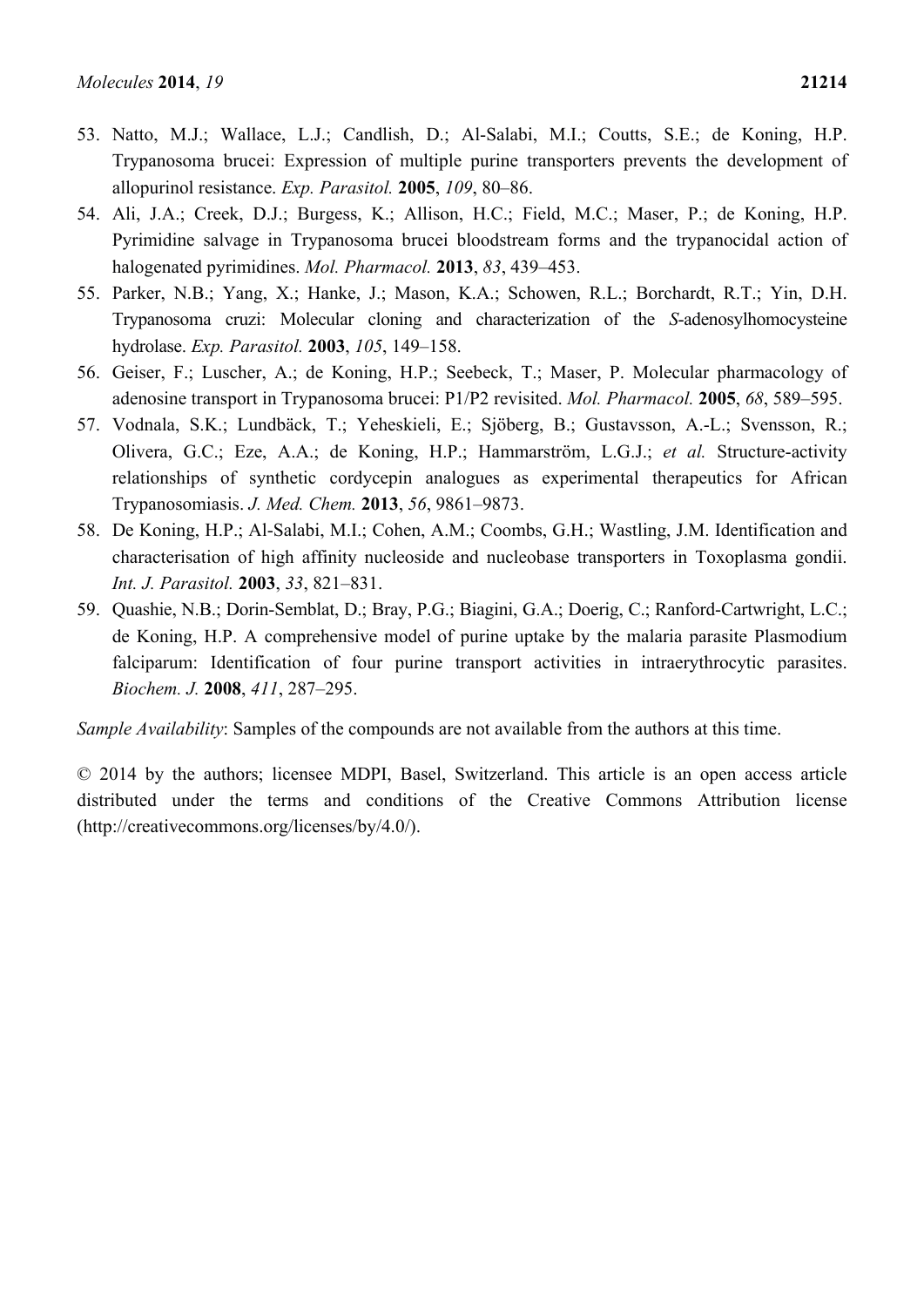53. Natto, M.J.; Wallace, L.J.; Candlish, D.; Al-Salabi, M.I.; Coutts, S.E.; de Koning, H.P. Trypanosoma brucei: Expression of multiple purine transporters prevents the development of allopurinol resistance. *Exp. Parasitol.* **2005**, *109*, 80–86.
54. Ali, J.A.; Creek, D.J.; Burgess, K.; Allison, H.C.; Field, M.C.; Maser, P.; de Koning, H.P. Pyrimidine salvage in Trypanosoma brucei bloodstream forms and the trypanocidal action of halogenated pyrimidines. *Mol. Pharmacol.* **2013**, *83*, 439–453.
55. Parker, N.B.; Yang, X.; Hanke, J.; Mason, K.A.; Schowen, R.L.; Borchardt, R.T.; Yin, D.H. Trypanosoma cruzi: Molecular cloning and characterization of the *S*-adenosylhomocysteine hydrolase. *Exp. Parasitol.* **2003**, *105*, 149–158.
56. Geiser, F.; Luscher, A.; de Koning, H.P.; Seebeck, T.; Maser, P. Molecular pharmacology of adenosine transport in Trypanosoma brucei: P1/P2 revisited. *Mol. Pharmacol.* **2005**, *68*, 589–595.
57. Vodnala, S.K.; Lundbäck, T.; Yeheskieli, E.; Sjöberg, B.; Gustavsson, A.-L.; Svensson, R.; Olivera, G.C.; Eze, A.A.; de Koning, H.P.; Hammarström, L.G.J.; *et al.* Structure-activity relationships of synthetic cordycepin analogues as experimental therapeutics for African Trypanosomiasis. *J. Med. Chem.* **2013**, *56*, 9861–9873.
58. De Koning, H.P.; Al-Salabi, M.I.; Cohen, A.M.; Coombs, G.H.; Wastling, J.M. Identification and characterisation of high affinity nucleoside and nucleobase transporters in Toxoplasma gondii. *Int. J. Parasitol.* **2003**, *33*, 821–831.
59. Quashie, N.B.; Dorin-Semblat, D.; Bray, P.G.; Biagini, G.A.; Doerig, C.; Ranford-Cartwright, L.C.; de Koning, H.P. A comprehensive model of purine uptake by the malaria parasite Plasmodium falciparum: Identification of four purine transport activities in intraerythrocytic parasites. *Biochem. J.* **2008**, *411*, 287–295.

*Sample Availability*: Samples of the compounds are not available from the authors at this time.

© 2014 by the authors; licensee MDPI, Basel, Switzerland. This article is an open access article distributed under the terms and conditions of the Creative Commons Attribution license (http://creativecommons.org/licenses/by/4.0/).